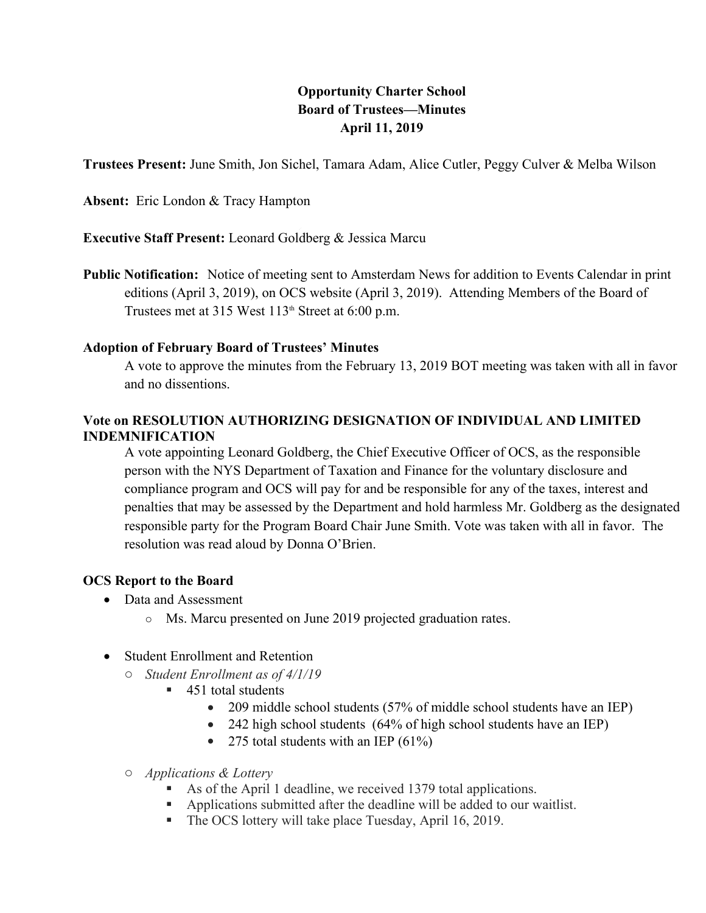# Opportunity Charter School
## Board of Trustees—Minutes
### April 11, 2019

**Trustees Present:** June Smith, Jon Sichel, Tamara Adam, Alice Cutler, Peggy Culver & Melba Wilson

**Absent:** Eric London & Tracy Hampton

**Executive Staff Present:** Leonard Goldberg & Jessica Marcu

**Public Notification:** Notice of meeting sent to Amsterdam News for addition to Events Calendar in print editions (April 3, 2019), on OCS website (April 3, 2019). Attending Members of the Board of Trustees met at 315 West 113th Street at 6:00 p.m.

**Adoption of February Board of Trustees' Minutes**

A vote to approve the minutes from the February 13, 2019 BOT meeting was taken with all in favor and no dissentions.

**Vote on RESOLUTION AUTHORIZING DESIGNATION OF INDIVIDUAL AND LIMITED INDEMNIFICATION**

A vote appointing Leonard Goldberg, the Chief Executive Officer of OCS, as the responsible person with the NYS Department of Taxation and Finance for the voluntary disclosure and compliance program and OCS will pay for and be responsible for any of the taxes, interest and penalties that may be assessed by the Department and hold harmless Mr. Goldberg as the designated responsible party for the Program Board Chair June Smith. Vote was taken with all in favor. The resolution was read aloud by Donna O'Brien.

**OCS Report to the Board**

- Data and Assessment
  - Ms. Marcu presented on June 2019 projected graduation rates.

- Student Enrollment and Retention
  - *Student Enrollment as of 4/1/19*
    - 451 total students
      - 209 middle school students (57% of middle school students have an IEP)
      - 242 high school students (64% of high school students have an IEP)
      - 275 total students with an IEP (61%)
  - *Applications & Lottery*
    - As of the April 1 deadline, we received 1379 total applications.
    - Applications submitted after the deadline will be added to our waitlist.
    - The OCS lottery will take place Tuesday, April 16, 2019.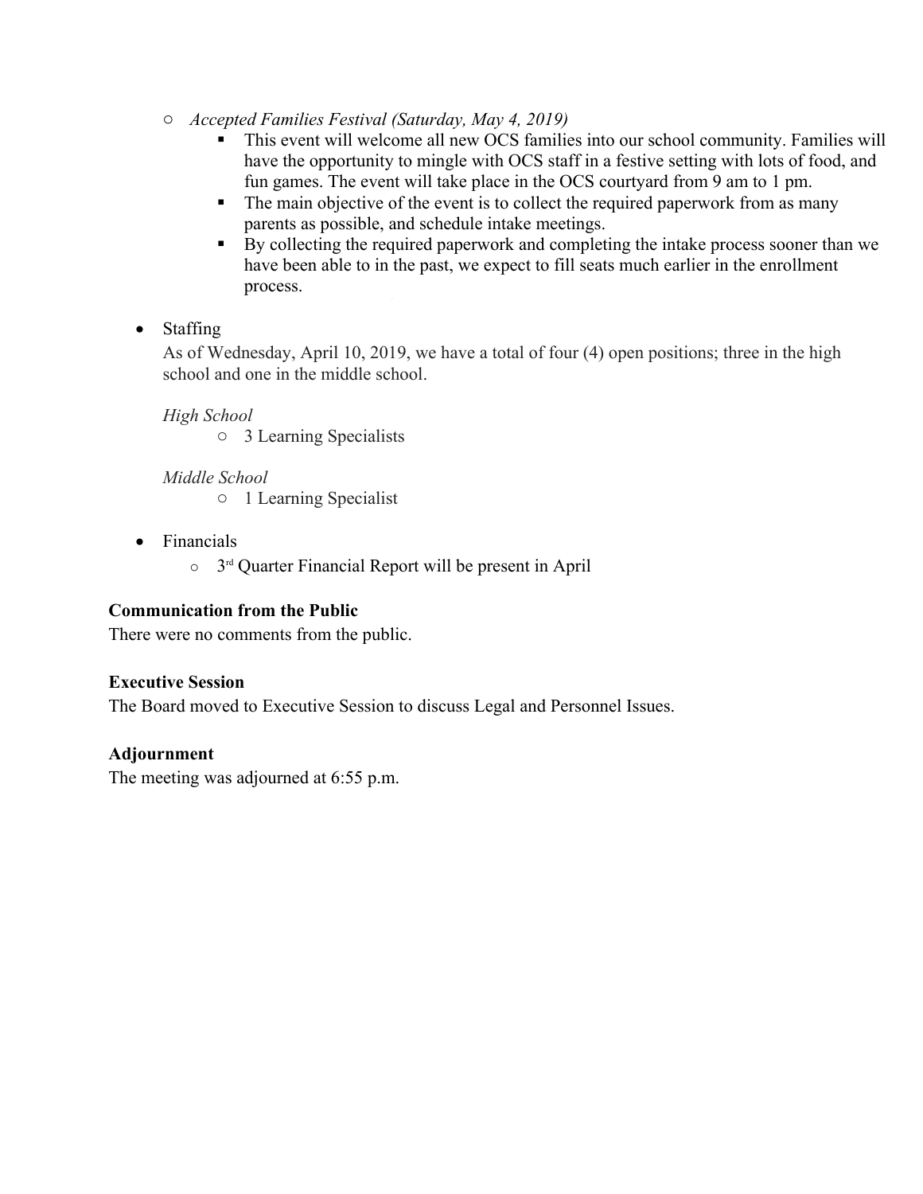- *Accepted Families Festival (Saturday, May 4, 2019)*
  - This event will welcome all new OCS families into our school community. Families will have the opportunity to mingle with OCS staff in a festive setting with lots of food, and fun games. The event will take place in the OCS courtyard from 9 am to 1 pm.
  - The main objective of the event is to collect the required paperwork from as many parents as possible, and schedule intake meetings.
  - By collecting the required paperwork and completing the intake process sooner than we have been able to in the past, we expect to fill seats much earlier in the enrollment process.

- Staffing

  As of Wednesday, April 10, 2019, we have a total of four (4) open positions; three in the high school and one in the middle school.

  *High School*
  - 3 Learning Specialists

  *Middle School*
  - 1 Learning Specialist

- Financials
  - 3rd Quarter Financial Report will be present in April

**Communication from the Public**

There were no comments from the public.

**Executive Session**

The Board moved to Executive Session to discuss Legal and Personnel Issues.

**Adjournment**

The meeting was adjourned at 6:55 p.m.